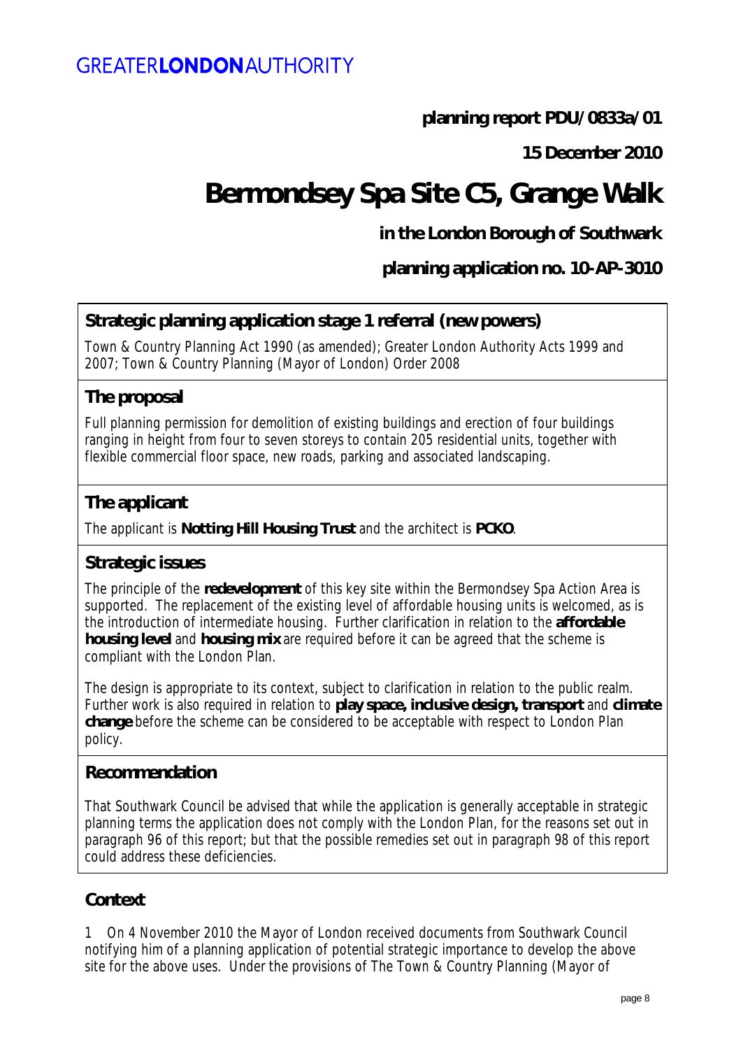# GREATER**LONDON**AUTHORITY

**planning report PDU/0833a/01**

**15 December 2010**

# Bermondsey Spa Site C5, Grange Walk

**in the London Borough of Southwark**

**planning application no. 10-AP-3010**

## Strategic planning application stage 1 referral (new powers)

Town & Country Planning Act 1990 (as amended); Greater London Authority Acts 1999 and 2007; Town & Country Planning (Mayor of London) Order 2008

## The proposal

Full planning permission for demolition of existing buildings and erection of four buildings ranging in height from four to seven storeys to contain 205 residential units, together with flexible commercial floor space, new roads, parking and associated landscaping.

## The applicant

The applicant is **Notting Hill Housing Trust** and the architect is **PCKO**.

## Strategic issues

The principle of the **redevelopment** of this key site within the Bermondsey Spa Action Area is supported. The replacement of the existing level of affordable housing units is welcomed, as is the introduction of intermediate housing. Further clarification in relation to the **affordable housing level** and **housing mix** are required before it can be agreed that the scheme is compliant with the London Plan.

The design is appropriate to its context, subject to clarification in relation to the public realm. Further work is also required in relation to **play space, inclusive design, transport** and **climate change** before the scheme can be considered to be acceptable with respect to London Plan policy.

## Recommendation

That Southwark Council be advised that while the application is generally acceptable in strategic planning terms the application does not comply with the London Plan, for the reasons set out in paragraph 96 of this report; but that the possible remedies set out in paragraph 98 of this report could address these deficiencies.

## Context

1 On 4 November 2010 the Mayor of London received documents from Southwark Council notifying him of a planning application of potential strategic importance to develop the above site for the above uses. Under the provisions of The Town & Country Planning (Mayor of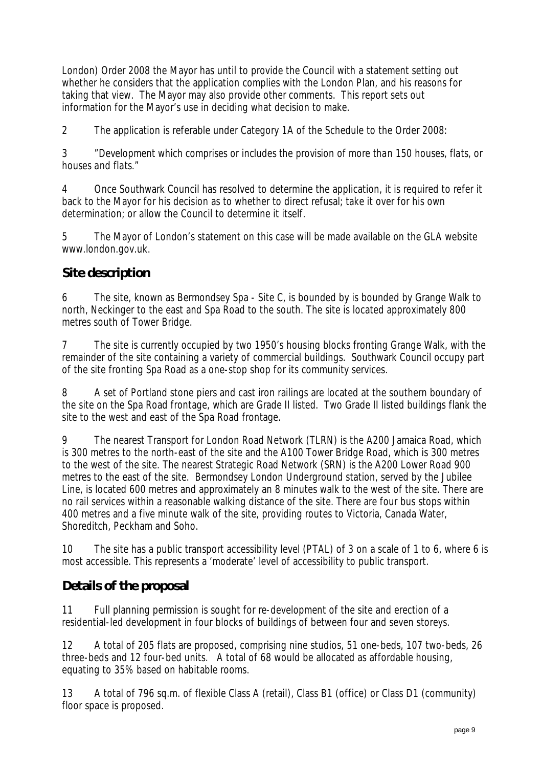London) Order 2008 the Mayor has until to provide the Council with a statement setting out whether he considers that the application complies with the London Plan, and his reasons for taking that view. The Mayor may also provide other comments. This report sets out information for the Mayor's use in deciding what decision to make.

2 The application is referable under Category 1A of the Schedule to the Order 2008:

3 *"Development which comprises or includes the provision of more than 150 houses, flats, or houses and flats."*

4 Once Southwark Council has resolved to determine the application, it is required to refer it back to the Mayor for his decision as to whether to direct refusal; take it over for his own determination; or allow the Council to determine it itself.

5 The Mayor of London's statement on this case will be made available on the GLA website www.london.gov.uk.

## Site description

6 The site, known as Bermondsey Spa - Site C, is bounded by is bounded by Grange Walk to north, Neckinger to the east and Spa Road to the south. The site is located approximately 800 metres south of Tower Bridge.

7 The site is currently occupied by two 1950's housing blocks fronting Grange Walk, with the remainder of the site containing a variety of commercial buildings. Southwark Council occupy part of the site fronting Spa Road as a one-stop shop for its community services.

8 A set of Portland stone piers and cast iron railings are located at the southern boundary of the site on the Spa Road frontage, which are Grade II listed. Two Grade II listed buildings flank the site to the west and east of the Spa Road frontage.

9 The nearest Transport for London Road Network (TLRN) is the A200 Jamaica Road, which is 300 metres to the north-east of the site and the A100 Tower Bridge Road, which is 300 metres to the west of the site. The nearest Strategic Road Network (SRN) is the A200 Lower Road 900 metres to the east of the site. Bermondsey London Underground station, served by the Jubilee Line, is located 600 metres and approximately an 8 minutes walk to the west of the site. There are no rail services within a reasonable walking distance of the site. There are four bus stops within 400 metres and a five minute walk of the site, providing routes to Victoria, Canada Water, Shoreditch, Peckham and Soho.

10 The site has a public transport accessibility level (PTAL) of 3 on a scale of 1 to 6, where 6 is most accessible. This represents a 'moderate' level of accessibility to public transport.

## Details of the proposal

11 Full planning permission is sought for re-development of the site and erection of a residential-led development in four blocks of buildings of between four and seven storeys.

12 A total of 205 flats are proposed, comprising nine studios, 51 one-beds, 107 two-beds, 26 three-beds and 12 four-bed units. A total of 68 would be allocated as affordable housing, equating to 35% based on habitable rooms.

13 A total of 796 sq.m. of flexible Class A (retail), Class B1 (office) or Class D1 (community) floor space is proposed.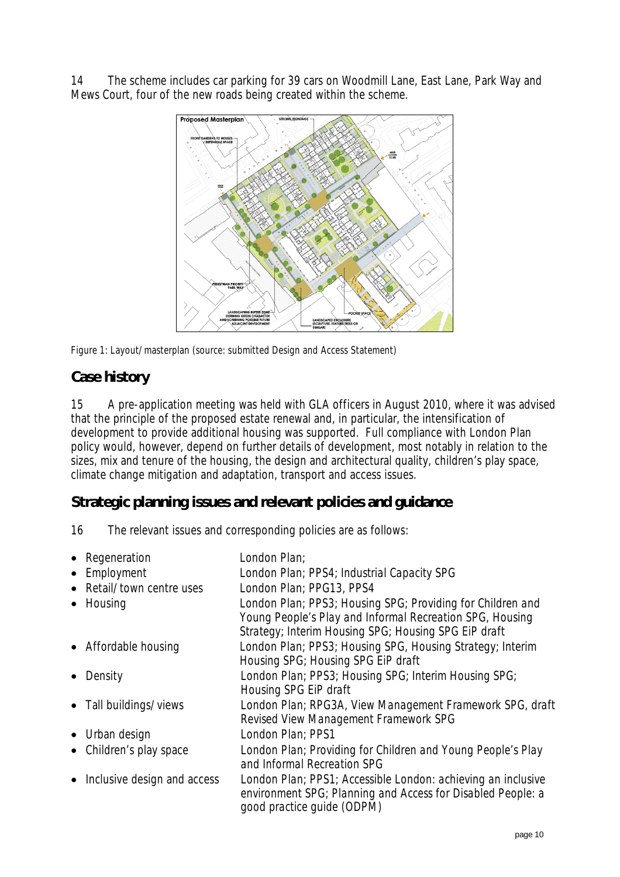14 The scheme includes car parking for 39 cars on Woodmill Lane, East Lane, Park Way and Mews Court, four of the new roads being created within the scheme.

Figure 1: Layout/masterplan (source: submitted Design and Access Statement)

## Case history

15 A pre-application meeting was held with GLA officers in August 2010, where it was advised that the principle of the proposed estate renewal and, in particular, the intensification of development to provide additional housing was supported. Full compliance with London Plan policy would, however, depend on further details of development, most notably in relation to the sizes, mix and tenure of the housing, the design and architectural quality, children's play space, climate change mitigation and adaptation, transport and access issues.

## Strategic planning issues and relevant policies and guidance

16 The relevant issues and corresponding policies are as follows:

- Regeneration — London Plan;
- Employment — London Plan; PPS4; *Industrial Capacity* SPG
- Retail/town centre uses — London Plan; PPG13, PPS4
- Housing — London Plan; PPS3; *Housing* SPG; *Providing for Children and Young People's Play and Informal Recreation* SPG, Housing Strategy; Interim Housing SPG; Housing SPG EiP draft
- Affordable housing — London Plan; PPS3; *Housing* SPG, *Housing Strategy*; Interim Housing SPG; Housing SPG EiP draft
- Density — London Plan; PPS3; *Housing* SPG; Interim Housing SPG; Housing SPG EiP draft
- Tall buildings/views — London Plan; RPG3A, *View Management Framework* SPG, draft Revised View Management Framework SPG
- Urban design — London Plan; PPS1
- Children's play space — London Plan; *Providing for Children and Young People's Play and Informal Recreation* SPG
- Inclusive design and access — London Plan; PPS1; *Accessible London: achieving an inclusive environment* SPG; *Planning and Access for Disabled People: a good practice guide* (ODPM)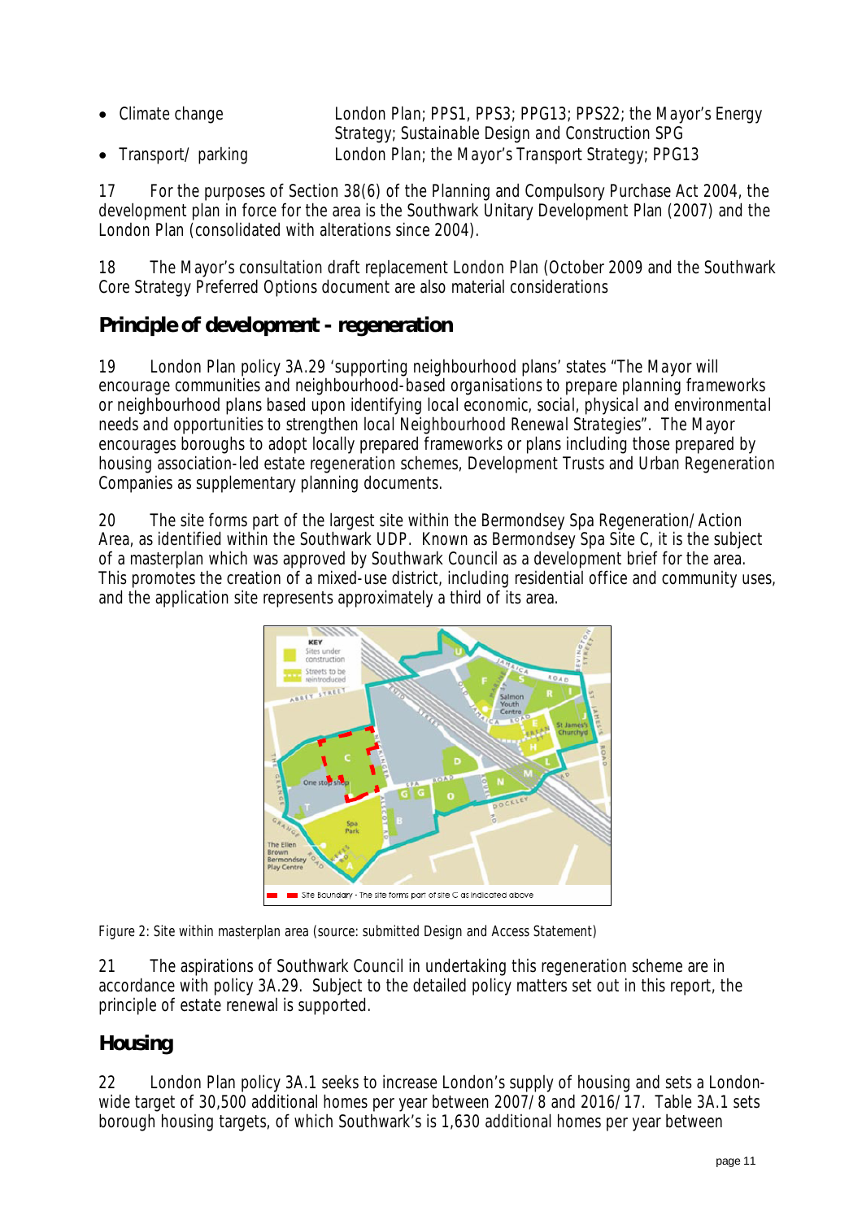- Climate change — London Plan; PPS1, PPS3; PPG13; PPS22; the Mayor's Energy Strategy; Sustainable Design and Construction SPG
- Transport/ parking — London Plan; the Mayor's Transport Strategy; PPG13

17 For the purposes of Section 38(6) of the Planning and Compulsory Purchase Act 2004, the development plan in force for the area is the Southwark Unitary Development Plan (2007) and the London Plan (consolidated with alterations since 2004).

18 The Mayor's consultation draft replacement London Plan (October 2009 and the Southwark Core Strategy Preferred Options document are also material considerations

## Principle of development - regeneration

19 London Plan policy 3A.29 'supporting neighbourhood plans' states "The Mayor will encourage communities and neighbourhood-based organisations to prepare planning frameworks or neighbourhood plans based upon identifying local economic, social, physical and environmental needs and opportunities to strengthen local Neighbourhood Renewal Strategies". The Mayor encourages boroughs to adopt locally prepared frameworks or plans including those prepared by housing association-led estate regeneration schemes, Development Trusts and Urban Regeneration Companies as supplementary planning documents.

20 The site forms part of the largest site within the Bermondsey Spa Regeneration/Action Area, as identified within the Southwark UDP. Known as Bermondsey Spa Site C, it is the subject of a masterplan which was approved by Southwark Council as a development brief for the area. This promotes the creation of a mixed-use district, including residential office and community uses, and the application site represents approximately a third of its area.

Figure 2: Site within masterplan area (source: submitted Design and Access Statement)

21 The aspirations of Southwark Council in undertaking this regeneration scheme are in accordance with policy 3A.29. Subject to the detailed policy matters set out in this report, the principle of estate renewal is supported.

## Housing

22 London Plan policy 3A.1 seeks to increase London's supply of housing and sets a London-wide target of 30,500 additional homes per year between 2007/8 and 2016/17. Table 3A.1 sets borough housing targets, of which Southwark's is 1,630 additional homes per year between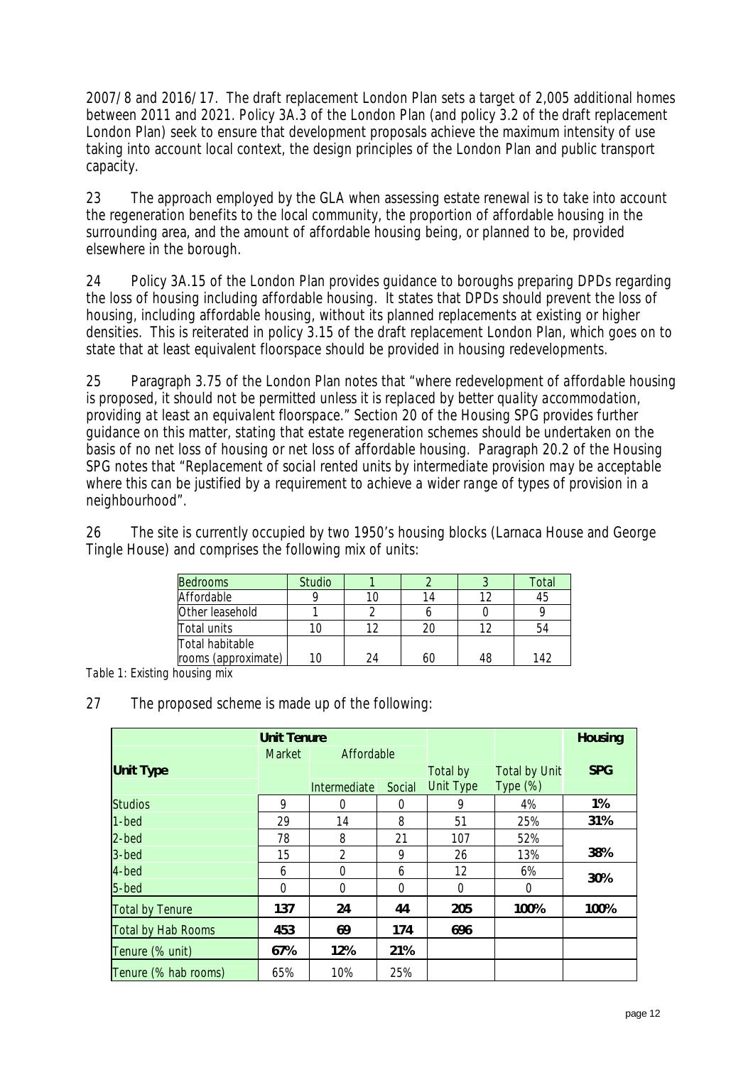2007/8 and 2016/17. The draft replacement London Plan sets a target of 2,005 additional homes between 2011 and 2021. Policy 3A.3 of the London Plan (and policy 3.2 of the draft replacement London Plan) seek to ensure that development proposals achieve the maximum intensity of use taking into account local context, the design principles of the London Plan and public transport capacity.

23 The approach employed by the GLA when assessing estate renewal is to take into account the regeneration benefits to the local community, the proportion of affordable housing in the surrounding area, and the amount of affordable housing being, or planned to be, provided elsewhere in the borough.

24 Policy 3A.15 of the London Plan provides guidance to boroughs preparing DPDs regarding the loss of housing including affordable housing. It states that DPDs should prevent the loss of housing, including affordable housing, without its planned replacements at existing or higher densities. This is reiterated in policy 3.15 of the draft replacement London Plan, which goes on to state that at least equivalent floorspace should be provided in housing redevelopments.

25 Paragraph 3.75 of the London Plan notes that "*where redevelopment of affordable housing is proposed, it should not be permitted unless it is replaced by better quality accommodation, providing at least an equivalent floorspace.*" Section 20 of the Housing SPG provides further guidance on this matter, stating that estate regeneration schemes should be undertaken on the basis of no net loss of housing or net loss of affordable housing. Paragraph 20.2 of the Housing SPG notes that "*Replacement of social rented units by intermediate provision may be acceptable where this can be justified by a requirement to achieve a wider range of types of provision in a neighbourhood*".

26 The site is currently occupied by two 1950's housing blocks (Larnaca House and George Tingle House) and comprises the following mix of units:

| Bedrooms | Studio | 1 | 2 | 3 | Total |
|---|---|---|---|---|---|
| Affordable | 9 | 10 | 14 | 12 | 45 |
| Other leasehold | 1 | 2 | 6 | 0 | 9 |
| Total units | 10 | 12 | 20 | 12 | 54 |
| Total habitable rooms (approximate) | 10 | 24 | 60 | 48 | 142 |

*Table 1: Existing housing mix*

27 The proposed scheme is made up of the following:

| | **Unit Tenure** | | | | | **Housing** |
|---|---|---|---|---|---|---|
| **Unit Type** | Market | Affordable | | Total by Unit Type | Total by Unit Type (%) | **SPG** |
| | | Intermediate | Social | | | |
| Studios | 9 | 0 | 0 | 9 | 4% | **1%** |
| 1-bed | 29 | 14 | 8 | 51 | 25% | **31%** |
| 2-bed | 78 | 8 | 21 | 107 | 52% | **38%** |
| 3-bed | 15 | 2 | 9 | 26 | 13% | |
| 4-bed | 6 | 0 | 6 | 12 | 6% | **30%** |
| 5-bed | 0 | 0 | 0 | 0 | 0 | |
| Total by Tenure | **137** | **24** | **44** | **205** | **100%** | **100%** |
| Total by Hab Rooms | **453** | **69** | **174** | **696** | | |
| Tenure (% unit) | **67%** | **12%** | **21%** | | | |
| Tenure (% hab rooms) | 65% | 10% | 25% | | | |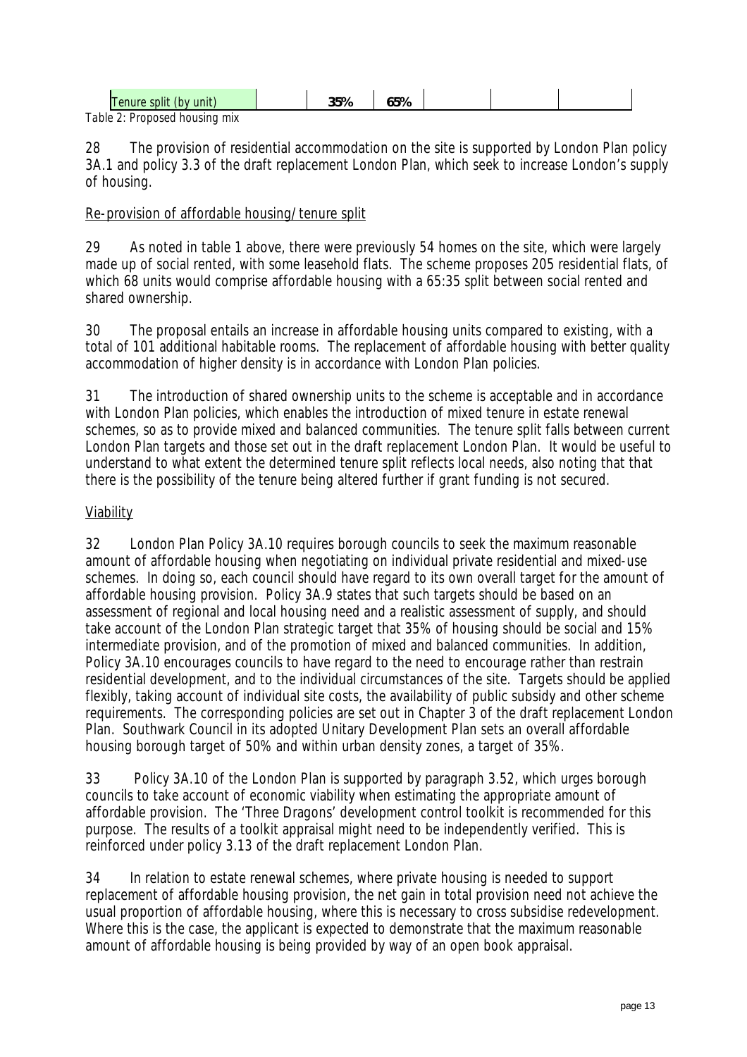| Tenure split (by unit) | | 35% | 65% | | | |
|---|---|---|---|---|---|---|

*Table 2: Proposed housing mix*

28 The provision of residential accommodation on the site is supported by London Plan policy 3A.1 and policy 3.3 of the draft replacement London Plan, which seek to increase London's supply of housing.

Re-provision of affordable housing/tenure split

29 As noted in table 1 above, there were previously 54 homes on the site, which were largely made up of social rented, with some leasehold flats. The scheme proposes 205 residential flats, of which 68 units would comprise affordable housing with a 65:35 split between social rented and shared ownership.

30 The proposal entails an increase in affordable housing units compared to existing, with a total of 101 additional habitable rooms. The replacement of affordable housing with better quality accommodation of higher density is in accordance with London Plan policies.

31 The introduction of shared ownership units to the scheme is acceptable and in accordance with London Plan policies, which enables the introduction of mixed tenure in estate renewal schemes, so as to provide mixed and balanced communities. The tenure split falls between current London Plan targets and those set out in the draft replacement London Plan. It would be useful to understand to what extent the determined tenure split reflects local needs, also noting that that there is the possibility of the tenure being altered further if grant funding is not secured.

Viability

32 London Plan Policy 3A.10 requires borough councils to seek the maximum reasonable amount of affordable housing when negotiating on individual private residential and mixed-use schemes. In doing so, each council should have regard to its own overall target for the amount of affordable housing provision. Policy 3A.9 states that such targets should be based on an assessment of regional and local housing need and a realistic assessment of supply, and should take account of the London Plan strategic target that 35% of housing should be social and 15% intermediate provision, and of the promotion of mixed and balanced communities. In addition, Policy 3A.10 encourages councils to have regard to the need to encourage rather than restrain residential development, and to the individual circumstances of the site. Targets should be applied flexibly, taking account of individual site costs, the availability of public subsidy and other scheme requirements. The corresponding policies are set out in Chapter 3 of the draft replacement London Plan. Southwark Council in its adopted Unitary Development Plan sets an overall affordable housing borough target of 50% and within urban density zones, a target of 35%.

33 Policy 3A.10 of the London Plan is supported by paragraph 3.52, which urges borough councils to take account of economic viability when estimating the appropriate amount of affordable provision. The 'Three Dragons' development control toolkit is recommended for this purpose. The results of a toolkit appraisal might need to be independently verified. This is reinforced under policy 3.13 of the draft replacement London Plan.

34 In relation to estate renewal schemes, where private housing is needed to support replacement of affordable housing provision, the net gain in total provision need not achieve the usual proportion of affordable housing, where this is necessary to cross subsidise redevelopment. Where this is the case, the applicant is expected to demonstrate that the maximum reasonable amount of affordable housing is being provided by way of an open book appraisal.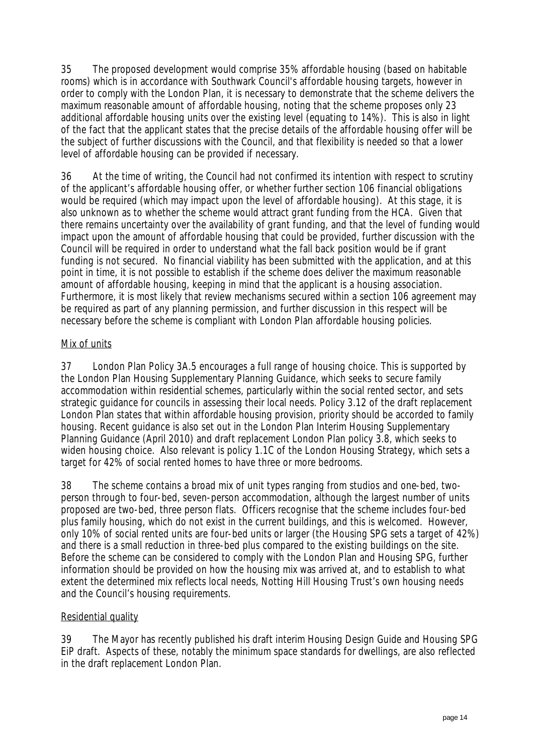35 The proposed development would comprise 35% affordable housing (based on habitable rooms) which is in accordance with Southwark Council's affordable housing targets, however in order to comply with the London Plan, it is necessary to demonstrate that the scheme delivers the maximum reasonable amount of affordable housing, noting that the scheme proposes only 23 additional affordable housing units over the existing level (equating to 14%). This is also in light of the fact that the applicant states that the precise details of the affordable housing offer will be the subject of further discussions with the Council, and that flexibility is needed so that a lower level of affordable housing can be provided if necessary.

36 At the time of writing, the Council had not confirmed its intention with respect to scrutiny of the applicant's affordable housing offer, or whether further section 106 financial obligations would be required (which may impact upon the level of affordable housing). At this stage, it is also unknown as to whether the scheme would attract grant funding from the HCA. Given that there remains uncertainty over the availability of grant funding, and that the level of funding would impact upon the amount of affordable housing that could be provided, further discussion with the Council will be required in order to understand what the fall back position would be if grant funding is not secured. No financial viability has been submitted with the application, and at this point in time, it is not possible to establish if the scheme does deliver the maximum reasonable amount of affordable housing, keeping in mind that the applicant is a housing association. Furthermore, it is most likely that review mechanisms secured within a section 106 agreement may be required as part of any planning permission, and further discussion in this respect will be necessary before the scheme is compliant with London Plan affordable housing policies.

## Mix of units

37 London Plan Policy 3A.5 encourages a full range of housing choice. This is supported by the London Plan Housing Supplementary Planning Guidance, which seeks to secure family accommodation within residential schemes, particularly within the social rented sector, and sets strategic guidance for councils in assessing their local needs. Policy 3.12 of the draft replacement London Plan states that within affordable housing provision, priority should be accorded to family housing. Recent guidance is also set out in the London Plan Interim Housing Supplementary Planning Guidance (April 2010) and draft replacement London Plan policy 3.8, which seeks to widen housing choice. Also relevant is policy 1.1C of the London Housing Strategy, which sets a target for 42% of social rented homes to have three or more bedrooms.

38 The scheme contains a broad mix of unit types ranging from studios and one-bed, two-person through to four-bed, seven-person accommodation, although the largest number of units proposed are two-bed, three person flats. Officers recognise that the scheme includes four-bed plus family housing, which do not exist in the current buildings, and this is welcomed. However, only 10% of social rented units are four-bed units or larger (the Housing SPG sets a target of 42%) and there is a small reduction in three-bed plus compared to the existing buildings on the site. Before the scheme can be considered to comply with the London Plan and Housing SPG, further information should be provided on how the housing mix was arrived at, and to establish to what extent the determined mix reflects local needs, Notting Hill Housing Trust's own housing needs and the Council's housing requirements.

## Residential quality

39 The Mayor has recently published his draft interim Housing Design Guide and Housing SPG EiP draft. Aspects of these, notably the minimum space standards for dwellings, are also reflected in the draft replacement London Plan.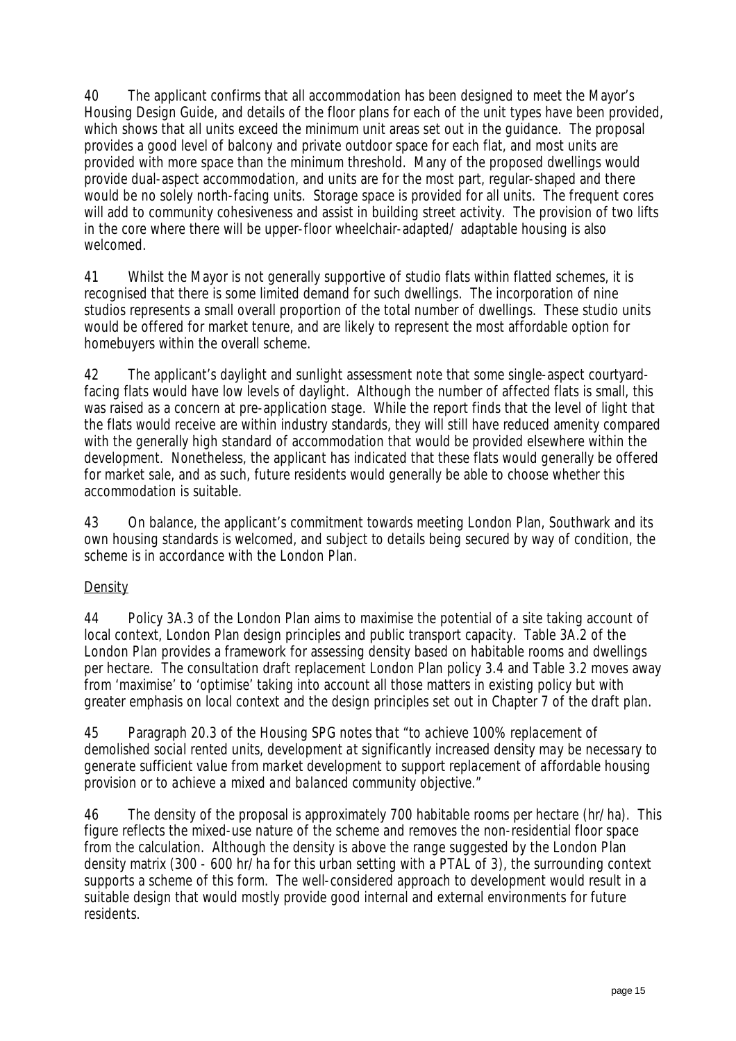40 The applicant confirms that all accommodation has been designed to meet the Mayor's Housing Design Guide, and details of the floor plans for each of the unit types have been provided, which shows that all units exceed the minimum unit areas set out in the guidance. The proposal provides a good level of balcony and private outdoor space for each flat, and most units are provided with more space than the minimum threshold. Many of the proposed dwellings would provide dual-aspect accommodation, and units are for the most part, regular-shaped and there would be no solely north-facing units. Storage space is provided for all units. The frequent cores will add to community cohesiveness and assist in building street activity. The provision of two lifts in the core where there will be upper-floor wheelchair-adapted/ adaptable housing is also welcomed.

41 Whilst the Mayor is not generally supportive of studio flats within flatted schemes, it is recognised that there is some limited demand for such dwellings. The incorporation of nine studios represents a small overall proportion of the total number of dwellings. These studio units would be offered for market tenure, and are likely to represent the most affordable option for homebuyers within the overall scheme.

42 The applicant's daylight and sunlight assessment note that some single-aspect courtyard-facing flats would have low levels of daylight. Although the number of affected flats is small, this was raised as a concern at pre-application stage. While the report finds that the level of light that the flats would receive are within industry standards, they will still have reduced amenity compared with the generally high standard of accommodation that would be provided elsewhere within the development. Nonetheless, the applicant has indicated that these flats would generally be offered for market sale, and as such, future residents would generally be able to choose whether this accommodation is suitable.

43 On balance, the applicant's commitment towards meeting London Plan, Southwark and its own housing standards is welcomed, and subject to details being secured by way of condition, the scheme is in accordance with the London Plan.

<u>Density</u>

44 Policy 3A.3 of the London Plan aims to maximise the potential of a site taking account of local context, London Plan design principles and public transport capacity. Table 3A.2 of the London Plan provides a framework for assessing density based on habitable rooms and dwellings per hectare. The consultation draft replacement London Plan policy 3.4 and Table 3.2 moves away from 'maximise' to 'optimise' taking into account all those matters in existing policy but with greater emphasis on local context and the design principles set out in Chapter 7 of the draft plan.

45 Paragraph 20.3 of the Housing SPG notes that *"to achieve 100% replacement of demolished social rented units, development at significantly increased density may be necessary to generate sufficient value from market development to support replacement of affordable housing provision or to achieve a mixed and balanced community objective."*

46 The density of the proposal is approximately 700 habitable rooms per hectare (hr/ha). This figure reflects the mixed-use nature of the scheme and removes the non-residential floor space from the calculation. Although the density is above the range suggested by the London Plan density matrix (300 - 600 hr/ha for this urban setting with a PTAL of 3), the surrounding context supports a scheme of this form. The well-considered approach to development would result in a suitable design that would mostly provide good internal and external environments for future residents.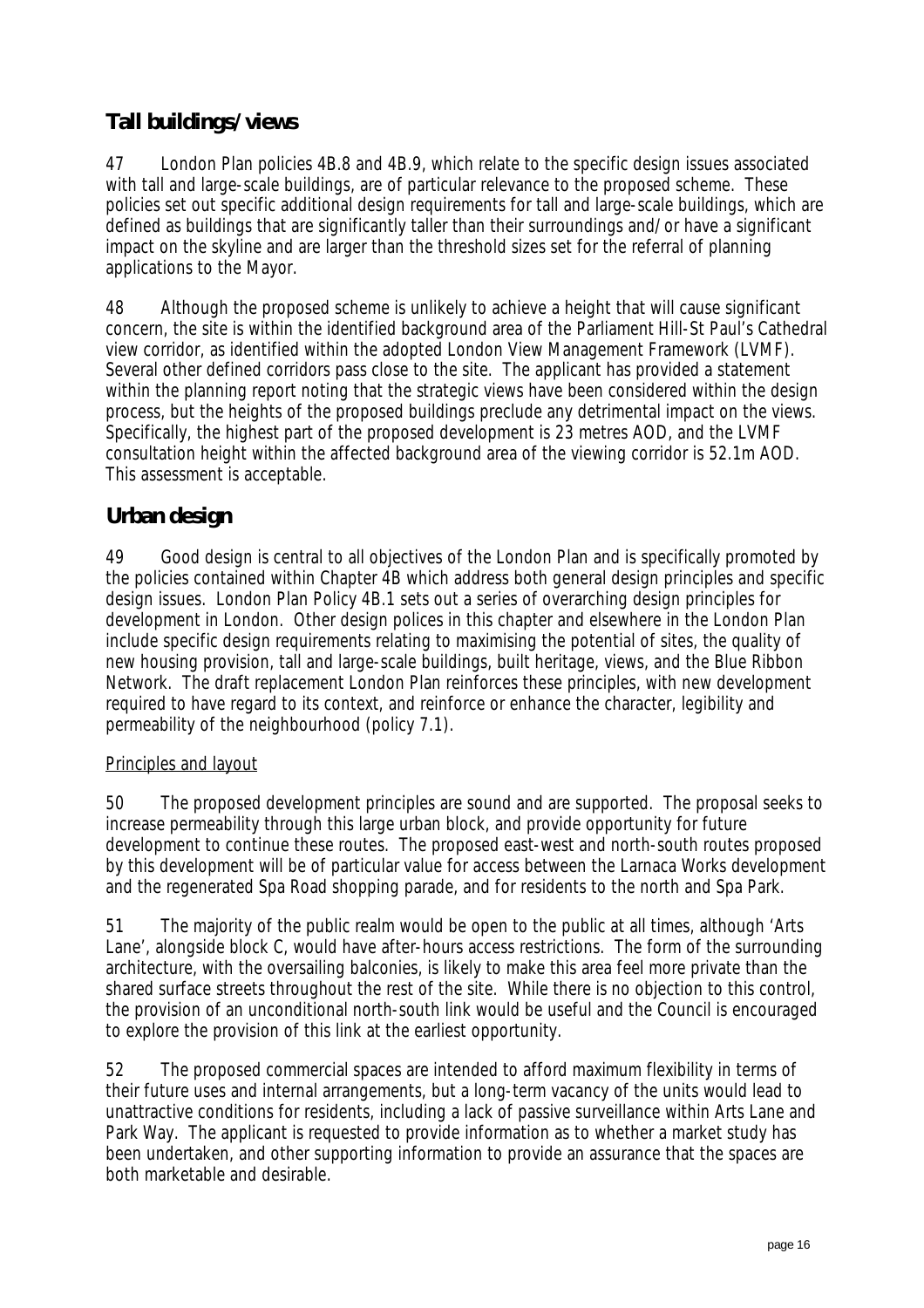## Tall buildings/views

47 London Plan policies 4B.8 and 4B.9, which relate to the specific design issues associated with tall and large-scale buildings, are of particular relevance to the proposed scheme. These policies set out specific additional design requirements for tall and large-scale buildings, which are defined as buildings that are significantly taller than their surroundings and/or have a significant impact on the skyline and are larger than the threshold sizes set for the referral of planning applications to the Mayor.

48 Although the proposed scheme is unlikely to achieve a height that will cause significant concern, the site is within the identified background area of the Parliament Hill-St Paul's Cathedral view corridor, as identified within the adopted London View Management Framework (LVMF). Several other defined corridors pass close to the site. The applicant has provided a statement within the planning report noting that the strategic views have been considered within the design process, but the heights of the proposed buildings preclude any detrimental impact on the views. Specifically, the highest part of the proposed development is 23 metres AOD, and the LVMF consultation height within the affected background area of the viewing corridor is 52.1m AOD. This assessment is acceptable.

## Urban design

49 Good design is central to all objectives of the London Plan and is specifically promoted by the policies contained within Chapter 4B which address both general design principles and specific design issues. London Plan Policy 4B.1 sets out a series of overarching design principles for development in London. Other design polices in this chapter and elsewhere in the London Plan include specific design requirements relating to maximising the potential of sites, the quality of new housing provision, tall and large-scale buildings, built heritage, views, and the Blue Ribbon Network. The draft replacement London Plan reinforces these principles, with new development required to have regard to its context, and reinforce or enhance the character, legibility and permeability of the neighbourhood (policy 7.1).

### Principles and layout

50 The proposed development principles are sound and are supported. The proposal seeks to increase permeability through this large urban block, and provide opportunity for future development to continue these routes. The proposed east-west and north-south routes proposed by this development will be of particular value for access between the Larnaca Works development and the regenerated Spa Road shopping parade, and for residents to the north and Spa Park.

51 The majority of the public realm would be open to the public at all times, although 'Arts Lane', alongside block C, would have after-hours access restrictions. The form of the surrounding architecture, with the oversailing balconies, is likely to make this area feel more private than the shared surface streets throughout the rest of the site. While there is no objection to this control, the provision of an unconditional north-south link would be useful and the Council is encouraged to explore the provision of this link at the earliest opportunity.

52 The proposed commercial spaces are intended to afford maximum flexibility in terms of their future uses and internal arrangements, but a long-term vacancy of the units would lead to unattractive conditions for residents, including a lack of passive surveillance within Arts Lane and Park Way. The applicant is requested to provide information as to whether a market study has been undertaken, and other supporting information to provide an assurance that the spaces are both marketable and desirable.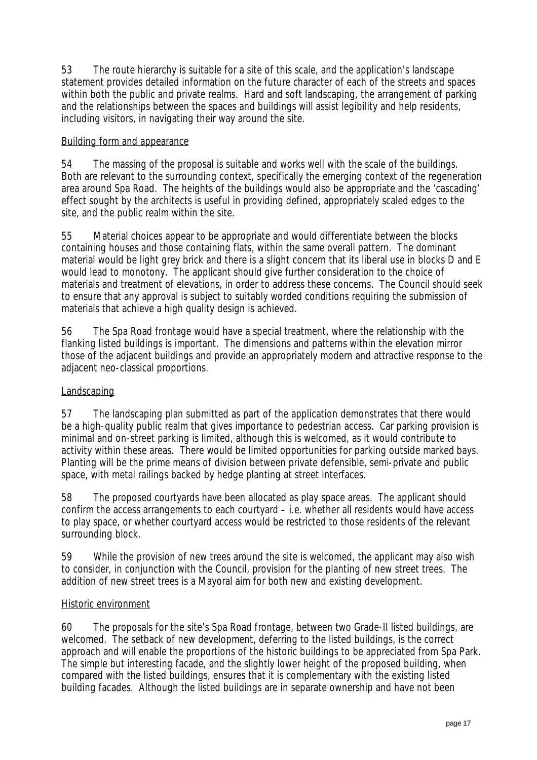53 The route hierarchy is suitable for a site of this scale, and the application's landscape statement provides detailed information on the future character of each of the streets and spaces within both the public and private realms. Hard and soft landscaping, the arrangement of parking and the relationships between the spaces and buildings will assist legibility and help residents, including visitors, in navigating their way around the site.

<u>Building form and appearance</u>

54 The massing of the proposal is suitable and works well with the scale of the buildings. Both are relevant to the surrounding context, specifically the emerging context of the regeneration area around Spa Road. The heights of the buildings would also be appropriate and the 'cascading' effect sought by the architects is useful in providing defined, appropriately scaled edges to the site, and the public realm within the site.

55 Material choices appear to be appropriate and would differentiate between the blocks containing houses and those containing flats, within the same overall pattern. The dominant material would be light grey brick and there is a slight concern that its liberal use in blocks D and E would lead to monotony. The applicant should give further consideration to the choice of materials and treatment of elevations, in order to address these concerns. The Council should seek to ensure that any approval is subject to suitably worded conditions requiring the submission of materials that achieve a high quality design is achieved.

56 The Spa Road frontage would have a special treatment, where the relationship with the flanking listed buildings is important. The dimensions and patterns within the elevation mirror those of the adjacent buildings and provide an appropriately modern and attractive response to the adjacent neo-classical proportions.

<u>Landscaping</u>

57 The landscaping plan submitted as part of the application demonstrates that there would be a high-quality public realm that gives importance to pedestrian access. Car parking provision is minimal and on-street parking is limited, although this is welcomed, as it would contribute to activity within these areas. There would be limited opportunities for parking outside marked bays. Planting will be the prime means of division between private defensible, semi-private and public space, with metal railings backed by hedge planting at street interfaces.

58 The proposed courtyards have been allocated as play space areas. The applicant should confirm the access arrangements to each courtyard – i.e. whether all residents would have access to play space, or whether courtyard access would be restricted to those residents of the relevant surrounding block.

59 While the provision of new trees around the site is welcomed, the applicant may also wish to consider, in conjunction with the Council, provision for the planting of new street trees. The addition of new street trees is a Mayoral aim for both new and existing development.

<u>Historic environment</u>

60 The proposals for the site's Spa Road frontage, between two Grade-II listed buildings, are welcomed. The setback of new development, deferring to the listed buildings, is the correct approach and will enable the proportions of the historic buildings to be appreciated from Spa Park. The simple but interesting facade, and the slightly lower height of the proposed building, when compared with the listed buildings, ensures that it is complementary with the existing listed building facades. Although the listed buildings are in separate ownership and have not been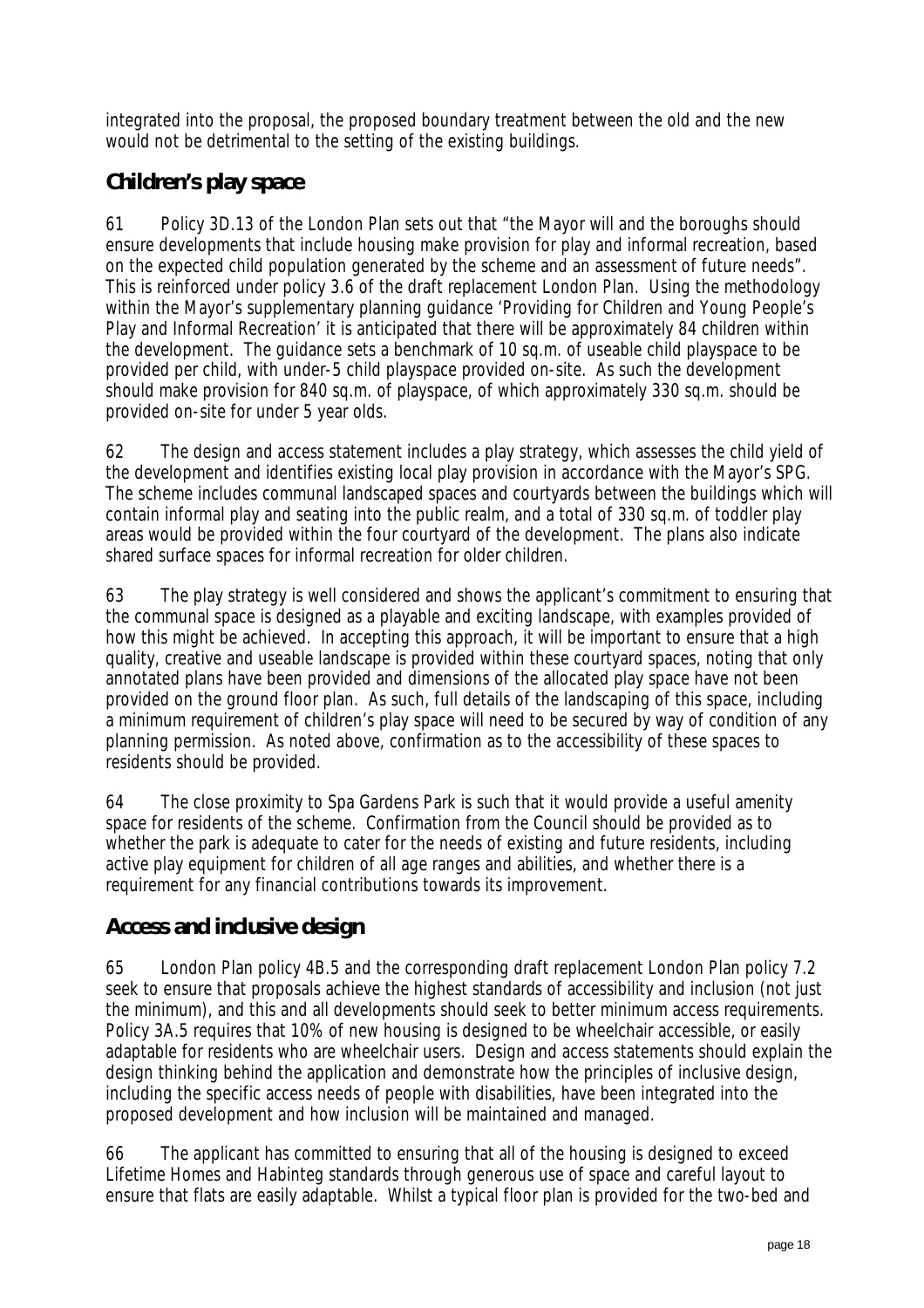integrated into the proposal, the proposed boundary treatment between the old and the new would not be detrimental to the setting of the existing buildings.

## Children's play space

61 Policy 3D.13 of the London Plan sets out that "the Mayor will and the boroughs should ensure developments that include housing make provision for play and informal recreation, based on the expected child population generated by the scheme and an assessment of future needs". This is reinforced under policy 3.6 of the draft replacement London Plan. Using the methodology within the Mayor's supplementary planning guidance 'Providing for Children and Young People's Play and Informal Recreation' it is anticipated that there will be approximately 84 children within the development. The guidance sets a benchmark of 10 sq.m. of useable child playspace to be provided per child, with under-5 child playspace provided on-site. As such the development should make provision for 840 sq.m. of playspace, of which approximately 330 sq.m. should be provided on-site for under 5 year olds.

62 The design and access statement includes a play strategy, which assesses the child yield of the development and identifies existing local play provision in accordance with the Mayor's SPG. The scheme includes communal landscaped spaces and courtyards between the buildings which will contain informal play and seating into the public realm, and a total of 330 sq.m. of toddler play areas would be provided within the four courtyard of the development. The plans also indicate shared surface spaces for informal recreation for older children.

63 The play strategy is well considered and shows the applicant's commitment to ensuring that the communal space is designed as a playable and exciting landscape, with examples provided of how this might be achieved. In accepting this approach, it will be important to ensure that a high quality, creative and useable landscape is provided within these courtyard spaces, noting that only annotated plans have been provided and dimensions of the allocated play space have not been provided on the ground floor plan. As such, full details of the landscaping of this space, including a minimum requirement of children's play space will need to be secured by way of condition of any planning permission. As noted above, confirmation as to the accessibility of these spaces to residents should be provided.

64 The close proximity to Spa Gardens Park is such that it would provide a useful amenity space for residents of the scheme. Confirmation from the Council should be provided as to whether the park is adequate to cater for the needs of existing and future residents, including active play equipment for children of all age ranges and abilities, and whether there is a requirement for any financial contributions towards its improvement.

## Access and inclusive design

65 London Plan policy 4B.5 and the corresponding draft replacement London Plan policy 7.2 seek to ensure that proposals achieve the highest standards of accessibility and inclusion (not just the minimum), and this and all developments should seek to better minimum access requirements. Policy 3A.5 requires that 10% of new housing is designed to be wheelchair accessible, or easily adaptable for residents who are wheelchair users. Design and access statements should explain the design thinking behind the application and demonstrate how the principles of inclusive design, including the specific access needs of people with disabilities, have been integrated into the proposed development and how inclusion will be maintained and managed.

66 The applicant has committed to ensuring that all of the housing is designed to exceed Lifetime Homes and Habinteg standards through generous use of space and careful layout to ensure that flats are easily adaptable. Whilst a typical floor plan is provided for the two-bed and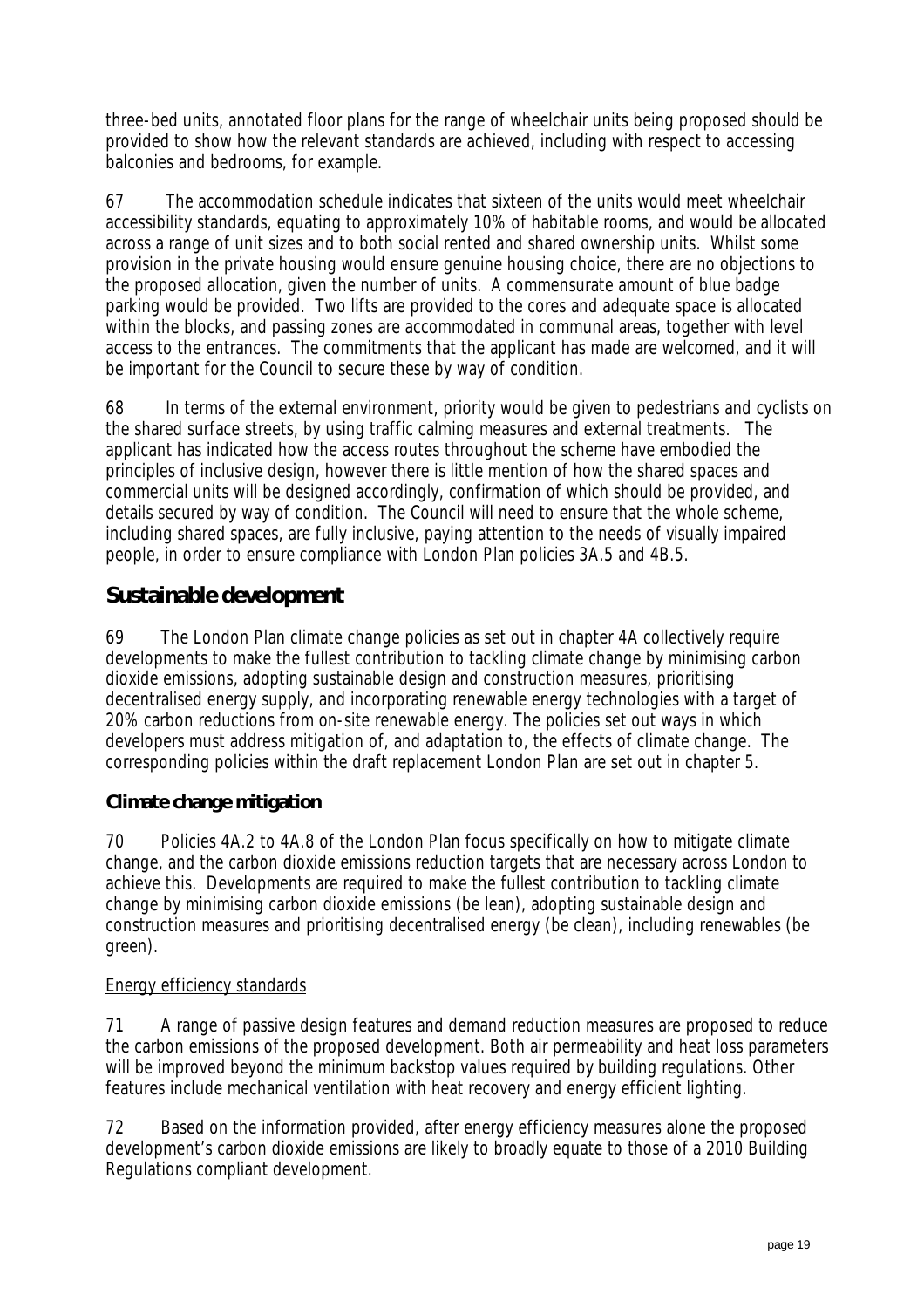three-bed units, annotated floor plans for the range of wheelchair units being proposed should be provided to show how the relevant standards are achieved, including with respect to accessing balconies and bedrooms, for example.

67 The accommodation schedule indicates that sixteen of the units would meet wheelchair accessibility standards, equating to approximately 10% of habitable rooms, and would be allocated across a range of unit sizes and to both social rented and shared ownership units. Whilst some provision in the private housing would ensure genuine housing choice, there are no objections to the proposed allocation, given the number of units. A commensurate amount of blue badge parking would be provided. Two lifts are provided to the cores and adequate space is allocated within the blocks, and passing zones are accommodated in communal areas, together with level access to the entrances. The commitments that the applicant has made are welcomed, and it will be important for the Council to secure these by way of condition.

68 In terms of the external environment, priority would be given to pedestrians and cyclists on the shared surface streets, by using traffic calming measures and external treatments. The applicant has indicated how the access routes throughout the scheme have embodied the principles of inclusive design, however there is little mention of how the shared spaces and commercial units will be designed accordingly, confirmation of which should be provided, and details secured by way of condition. The Council will need to ensure that the whole scheme, including shared spaces, are fully inclusive, paying attention to the needs of visually impaired people, in order to ensure compliance with London Plan policies 3A.5 and 4B.5.

## Sustainable development

69 The London Plan climate change policies as set out in chapter 4A collectively require developments to make the fullest contribution to tackling climate change by minimising carbon dioxide emissions, adopting sustainable design and construction measures, prioritising decentralised energy supply, and incorporating renewable energy technologies with a target of 20% carbon reductions from on-site renewable energy. The policies set out ways in which developers must address mitigation of, and adaptation to, the effects of climate change. The corresponding policies within the draft replacement London Plan are set out in chapter 5.

### Climate change mitigation

70 Policies 4A.2 to 4A.8 of the London Plan focus specifically on how to mitigate climate change, and the carbon dioxide emissions reduction targets that are necessary across London to achieve this. Developments are required to make the fullest contribution to tackling climate change by minimising carbon dioxide emissions (be lean), adopting sustainable design and construction measures and prioritising decentralised energy (be clean), including renewables (be green).

<u>Energy efficiency standards</u>

71 A range of passive design features and demand reduction measures are proposed to reduce the carbon emissions of the proposed development. Both air permeability and heat loss parameters will be improved beyond the minimum backstop values required by building regulations. Other features include mechanical ventilation with heat recovery and energy efficient lighting.

72 Based on the information provided, after energy efficiency measures alone the proposed development's carbon dioxide emissions are likely to broadly equate to those of a 2010 Building Regulations compliant development.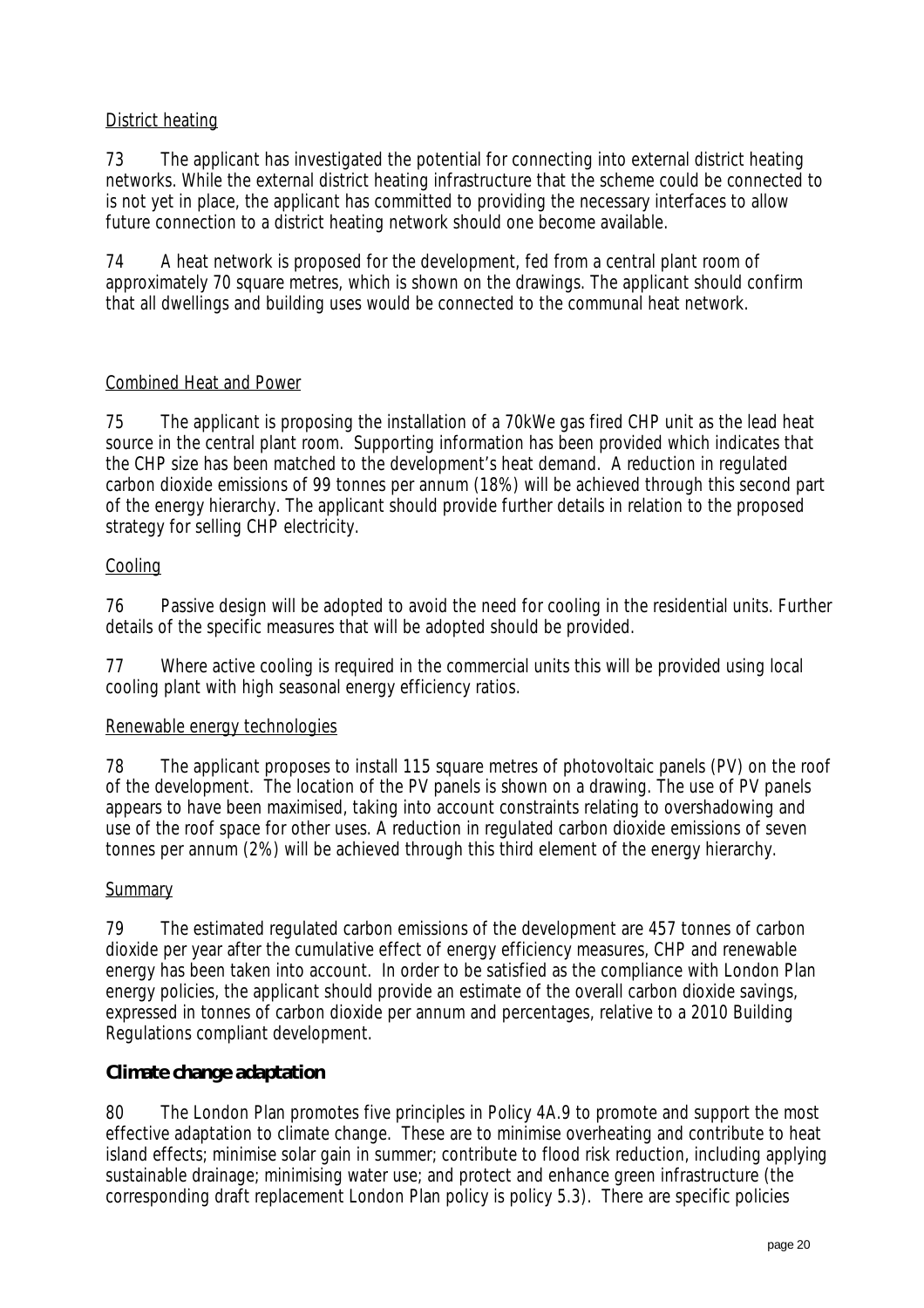District heating

73 The applicant has investigated the potential for connecting into external district heating networks. While the external district heating infrastructure that the scheme could be connected to is not yet in place, the applicant has committed to providing the necessary interfaces to allow future connection to a district heating network should one become available.

74 A heat network is proposed for the development, fed from a central plant room of approximately 70 square metres, which is shown on the drawings. The applicant should confirm that all dwellings and building uses would be connected to the communal heat network.

Combined Heat and Power

75 The applicant is proposing the installation of a 70kWe gas fired CHP unit as the lead heat source in the central plant room. Supporting information has been provided which indicates that the CHP size has been matched to the development's heat demand. A reduction in regulated carbon dioxide emissions of 99 tonnes per annum (18%) will be achieved through this second part of the energy hierarchy. The applicant should provide further details in relation to the proposed strategy for selling CHP electricity.

Cooling

76 Passive design will be adopted to avoid the need for cooling in the residential units. Further details of the specific measures that will be adopted should be provided.

77 Where active cooling is required in the commercial units this will be provided using local cooling plant with high seasonal energy efficiency ratios.

Renewable energy technologies

78 The applicant proposes to install 115 square metres of photovoltaic panels (PV) on the roof of the development. The location of the PV panels is shown on a drawing. The use of PV panels appears to have been maximised, taking into account constraints relating to overshadowing and use of the roof space for other uses. A reduction in regulated carbon dioxide emissions of seven tonnes per annum (2%) will be achieved through this third element of the energy hierarchy.

Summary

79 The estimated regulated carbon emissions of the development are 457 tonnes of carbon dioxide per year after the cumulative effect of energy efficiency measures, CHP and renewable energy has been taken into account. In order to be satisfied as the compliance with London Plan energy policies, the applicant should provide an estimate of the overall carbon dioxide savings, expressed in tonnes of carbon dioxide per annum and percentages, relative to a 2010 Building Regulations compliant development.

## Climate change adaptation

80 The London Plan promotes five principles in Policy 4A.9 to promote and support the most effective adaptation to climate change. These are to minimise overheating and contribute to heat island effects; minimise solar gain in summer; contribute to flood risk reduction, including applying sustainable drainage; minimising water use; and protect and enhance green infrastructure (the corresponding draft replacement London Plan policy is policy 5.3). There are specific policies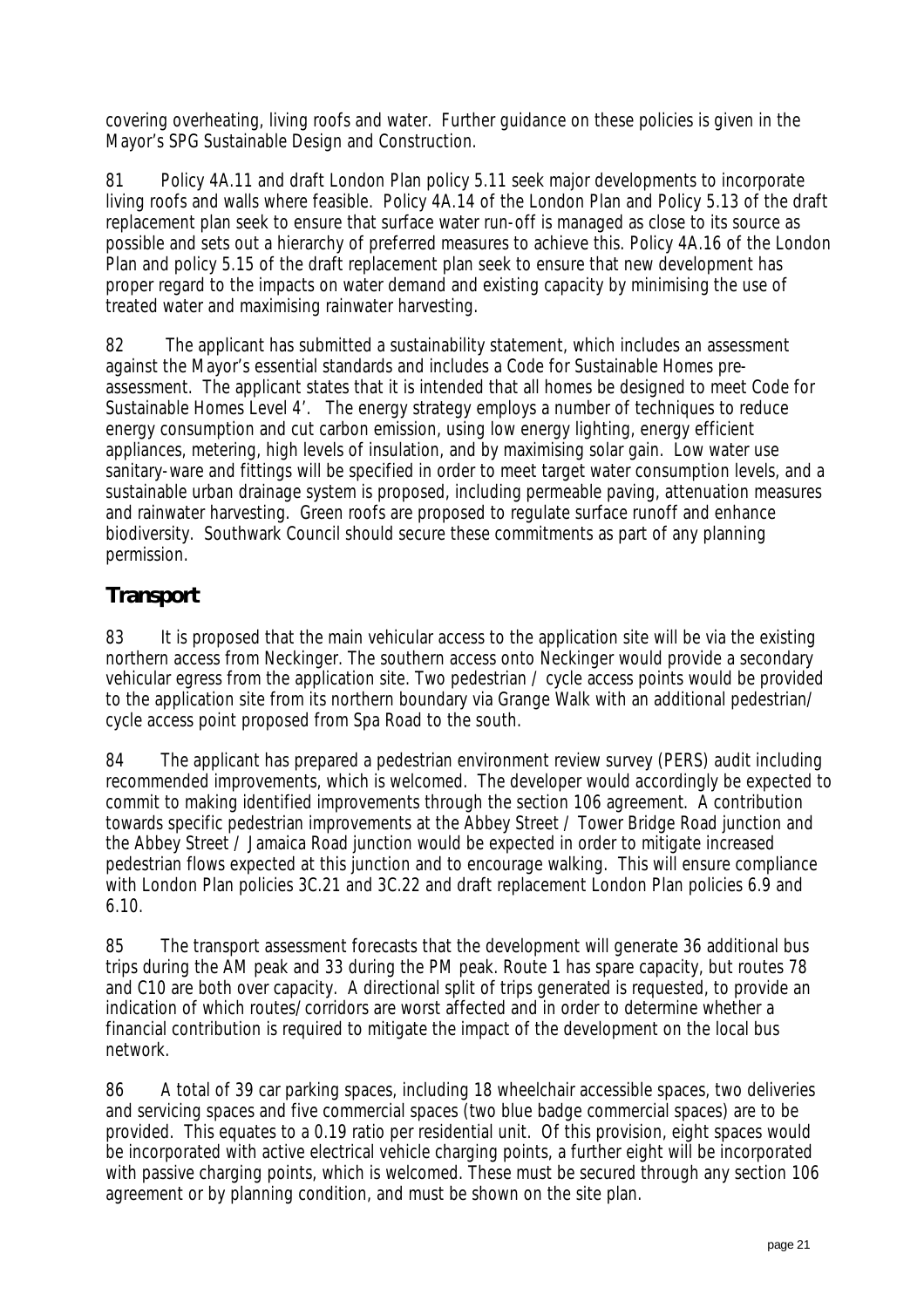covering overheating, living roofs and water. Further guidance on these policies is given in the Mayor's SPG Sustainable Design and Construction.

81 Policy 4A.11 and draft London Plan policy 5.11 seek major developments to incorporate living roofs and walls where feasible. Policy 4A.14 of the London Plan and Policy 5.13 of the draft replacement plan seek to ensure that surface water run-off is managed as close to its source as possible and sets out a hierarchy of preferred measures to achieve this. Policy 4A.16 of the London Plan and policy 5.15 of the draft replacement plan seek to ensure that new development has proper regard to the impacts on water demand and existing capacity by minimising the use of treated water and maximising rainwater harvesting.

82 The applicant has submitted a sustainability statement, which includes an assessment against the Mayor's essential standards and includes a Code for Sustainable Homes pre-assessment. The applicant states that it is intended that all homes be designed to meet Code for Sustainable Homes Level 4'. The energy strategy employs a number of techniques to reduce energy consumption and cut carbon emission, using low energy lighting, energy efficient appliances, metering, high levels of insulation, and by maximising solar gain. Low water use sanitary-ware and fittings will be specified in order to meet target water consumption levels, and a sustainable urban drainage system is proposed, including permeable paving, attenuation measures and rainwater harvesting. Green roofs are proposed to regulate surface runoff and enhance biodiversity. Southwark Council should secure these commitments as part of any planning permission.

## Transport

83 It is proposed that the main vehicular access to the application site will be via the existing northern access from Neckinger. The southern access onto Neckinger would provide a secondary vehicular egress from the application site. Two pedestrian / cycle access points would be provided to the application site from its northern boundary via Grange Walk with an additional pedestrian/ cycle access point proposed from Spa Road to the south.

84 The applicant has prepared a pedestrian environment review survey (PERS) audit including recommended improvements, which is welcomed. The developer would accordingly be expected to commit to making identified improvements through the section 106 agreement. A contribution towards specific pedestrian improvements at the Abbey Street / Tower Bridge Road junction and the Abbey Street / Jamaica Road junction would be expected in order to mitigate increased pedestrian flows expected at this junction and to encourage walking. This will ensure compliance with London Plan policies 3C.21 and 3C.22 and draft replacement London Plan policies 6.9 and 6.10.

85 The transport assessment forecasts that the development will generate 36 additional bus trips during the AM peak and 33 during the PM peak. Route 1 has spare capacity, but routes 78 and C10 are both over capacity. A directional split of trips generated is requested, to provide an indication of which routes/corridors are worst affected and in order to determine whether a financial contribution is required to mitigate the impact of the development on the local bus network.

86 A total of 39 car parking spaces, including 18 wheelchair accessible spaces, two deliveries and servicing spaces and five commercial spaces (two blue badge commercial spaces) are to be provided. This equates to a 0.19 ratio per residential unit. Of this provision, eight spaces would be incorporated with active electrical vehicle charging points, a further eight will be incorporated with passive charging points, which is welcomed. These must be secured through any section 106 agreement or by planning condition, and must be shown on the site plan.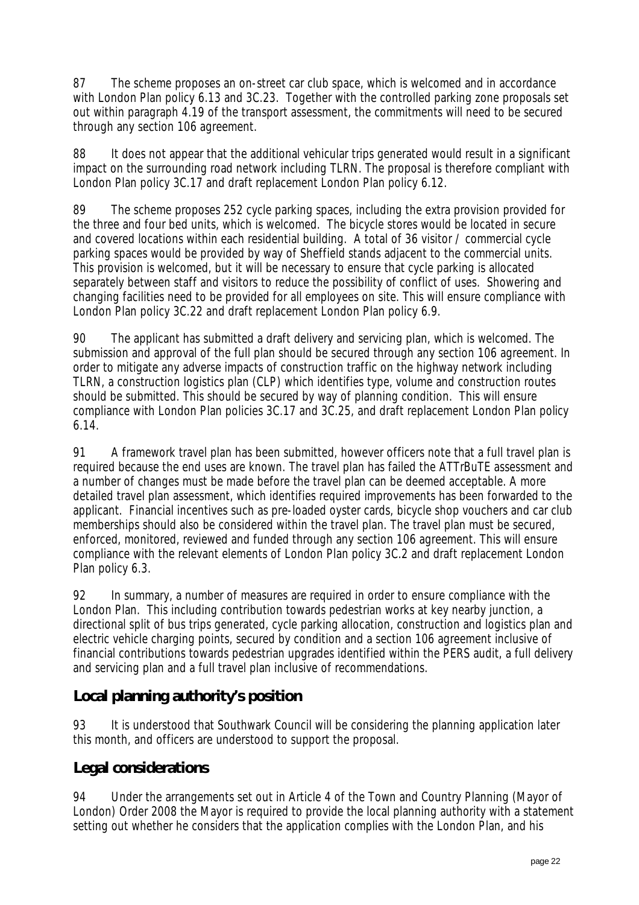87 The scheme proposes an on-street car club space, which is welcomed and in accordance with London Plan policy 6.13 and 3C.23. Together with the controlled parking zone proposals set out within paragraph 4.19 of the transport assessment, the commitments will need to be secured through any section 106 agreement.

88 It does not appear that the additional vehicular trips generated would result in a significant impact on the surrounding road network including TLRN. The proposal is therefore compliant with London Plan policy 3C.17 and draft replacement London Plan policy 6.12.

89 The scheme proposes 252 cycle parking spaces, including the extra provision provided for the three and four bed units, which is welcomed. The bicycle stores would be located in secure and covered locations within each residential building. A total of 36 visitor / commercial cycle parking spaces would be provided by way of Sheffield stands adjacent to the commercial units. This provision is welcomed, but it will be necessary to ensure that cycle parking is allocated separately between staff and visitors to reduce the possibility of conflict of uses. Showering and changing facilities need to be provided for all employees on site. This will ensure compliance with London Plan policy 3C.22 and draft replacement London Plan policy 6.9.

90 The applicant has submitted a draft delivery and servicing plan, which is welcomed. The submission and approval of the full plan should be secured through any section 106 agreement. In order to mitigate any adverse impacts of construction traffic on the highway network including TLRN, a construction logistics plan (CLP) which identifies type, volume and construction routes should be submitted. This should be secured by way of planning condition. This will ensure compliance with London Plan policies 3C.17 and 3C.25, and draft replacement London Plan policy 6.14.

91 A framework travel plan has been submitted, however officers note that a full travel plan is required because the end uses are known. The travel plan has failed the ATTrBuTE assessment and a number of changes must be made before the travel plan can be deemed acceptable. A more detailed travel plan assessment, which identifies required improvements has been forwarded to the applicant. Financial incentives such as pre-loaded oyster cards, bicycle shop vouchers and car club memberships should also be considered within the travel plan. The travel plan must be secured, enforced, monitored, reviewed and funded through any section 106 agreement. This will ensure compliance with the relevant elements of London Plan policy 3C.2 and draft replacement London Plan policy 6.3.

92 In summary, a number of measures are required in order to ensure compliance with the London Plan. This including contribution towards pedestrian works at key nearby junction, a directional split of bus trips generated, cycle parking allocation, construction and logistics plan and electric vehicle charging points, secured by condition and a section 106 agreement inclusive of financial contributions towards pedestrian upgrades identified within the PERS audit, a full delivery and servicing plan and a full travel plan inclusive of recommendations.

## Local planning authority's position

93 It is understood that Southwark Council will be considering the planning application later this month, and officers are understood to support the proposal.

## Legal considerations

94 Under the arrangements set out in Article 4 of the Town and Country Planning (Mayor of London) Order 2008 the Mayor is required to provide the local planning authority with a statement setting out whether he considers that the application complies with the London Plan, and his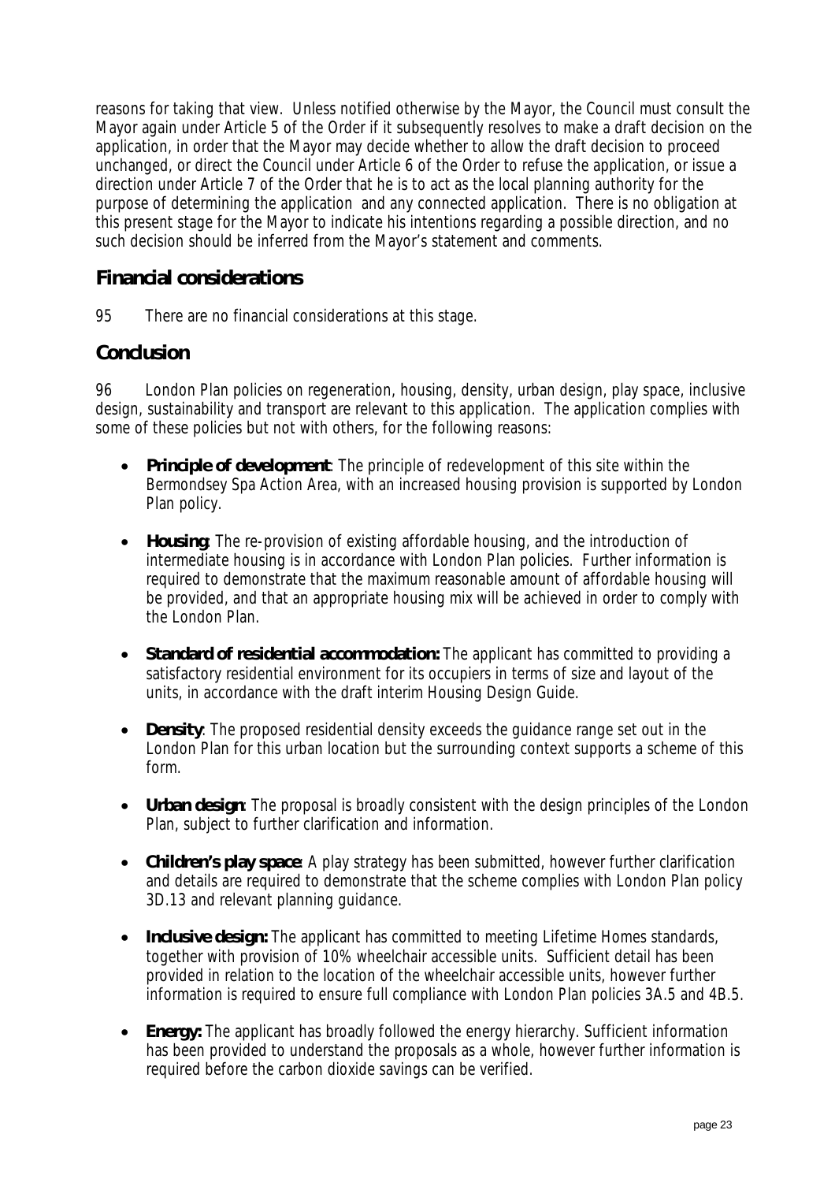reasons for taking that view. Unless notified otherwise by the Mayor, the Council must consult the Mayor again under Article 5 of the Order if it subsequently resolves to make a draft decision on the application, in order that the Mayor may decide whether to allow the draft decision to proceed unchanged, or direct the Council under Article 6 of the Order to refuse the application, or issue a direction under Article 7 of the Order that he is to act as the local planning authority for the purpose of determining the application and any connected application. There is no obligation at this present stage for the Mayor to indicate his intentions regarding a possible direction, and no such decision should be inferred from the Mayor's statement and comments.

## Financial considerations

95 There are no financial considerations at this stage.

## Conclusion

96 London Plan policies on regeneration, housing, density, urban design, play space, inclusive design, sustainability and transport are relevant to this application. The application complies with some of these policies but not with others, for the following reasons:

- **Principle of development**: The principle of redevelopment of this site within the Bermondsey Spa Action Area, with an increased housing provision is supported by London Plan policy.
- **Housing**: The re-provision of existing affordable housing, and the introduction of intermediate housing is in accordance with London Plan policies. Further information is required to demonstrate that the maximum reasonable amount of affordable housing will be provided, and that an appropriate housing mix will be achieved in order to comply with the London Plan.
- **Standard of residential accommodation:** The applicant has committed to providing a satisfactory residential environment for its occupiers in terms of size and layout of the units, in accordance with the draft interim Housing Design Guide.
- **Density**: The proposed residential density exceeds the guidance range set out in the London Plan for this urban location but the surrounding context supports a scheme of this form.
- **Urban design**: The proposal is broadly consistent with the design principles of the London Plan, subject to further clarification and information.
- **Children's play space**: A play strategy has been submitted, however further clarification and details are required to demonstrate that the scheme complies with London Plan policy 3D.13 and relevant planning guidance.
- **Inclusive design:** The applicant has committed to meeting Lifetime Homes standards, together with provision of 10% wheelchair accessible units. Sufficient detail has been provided in relation to the location of the wheelchair accessible units, however further information is required to ensure full compliance with London Plan policies 3A.5 and 4B.5.
- **Energy:** The applicant has broadly followed the energy hierarchy. Sufficient information has been provided to understand the proposals as a whole, however further information is required before the carbon dioxide savings can be verified.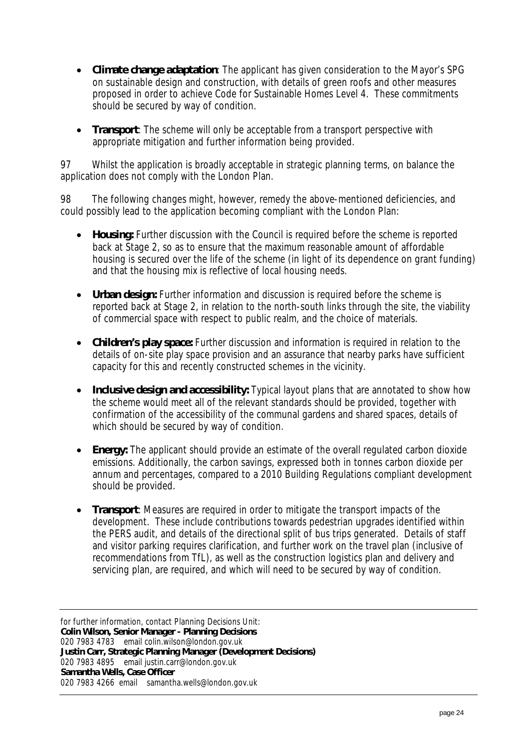- **Climate change adaptation**: The applicant has given consideration to the Mayor's SPG on sustainable design and construction, with details of green roofs and other measures proposed in order to achieve Code for Sustainable Homes Level 4. These commitments should be secured by way of condition.

- **Transport**: The scheme will only be acceptable from a transport perspective with appropriate mitigation and further information being provided.

97 Whilst the application is broadly acceptable in strategic planning terms, on balance the application does not comply with the London Plan.

98 The following changes might, however, remedy the above-mentioned deficiencies, and could possibly lead to the application becoming compliant with the London Plan:

- **Housing:** Further discussion with the Council is required before the scheme is reported back at Stage 2, so as to ensure that the maximum reasonable amount of affordable housing is secured over the life of the scheme (in light of its dependence on grant funding) and that the housing mix is reflective of local housing needs.

- **Urban design:** Further information and discussion is required before the scheme is reported back at Stage 2, in relation to the north-south links through the site, the viability of commercial space with respect to public realm, and the choice of materials.

- **Children's play space:** Further discussion and information is required in relation to the details of on-site play space provision and an assurance that nearby parks have sufficient capacity for this and recently constructed schemes in the vicinity.

- **Inclusive design and accessibility:** Typical layout plans that are annotated to show how the scheme would meet all of the relevant standards should be provided, together with confirmation of the accessibility of the communal gardens and shared spaces, details of which should be secured by way of condition.

- **Energy:** The applicant should provide an estimate of the overall regulated carbon dioxide emissions. Additionally, the carbon savings, expressed both in tonnes carbon dioxide per annum and percentages, compared to a 2010 Building Regulations compliant development should be provided.

- **Transport**: Measures are required in order to mitigate the transport impacts of the development. These include contributions towards pedestrian upgrades identified within the PERS audit, and details of the directional split of bus trips generated. Details of staff and visitor parking requires clarification, and further work on the travel plan (inclusive of recommendations from TfL), as well as the construction logistics plan and delivery and servicing plan, are required, and which will need to be secured by way of condition.

---

for further information, contact Planning Decisions Unit:
**Colin Wilson, Senior Manager - Planning Decisions**
020 7983 4783 email colin.wilson@london.gov.uk
**Justin Carr, Strategic Planning Manager (Development Decisions)**
020 7983 4895 email justin.carr@london.gov.uk
**Samantha Wells, Case Officer**
020 7983 4266 email samantha.wells@london.gov.uk